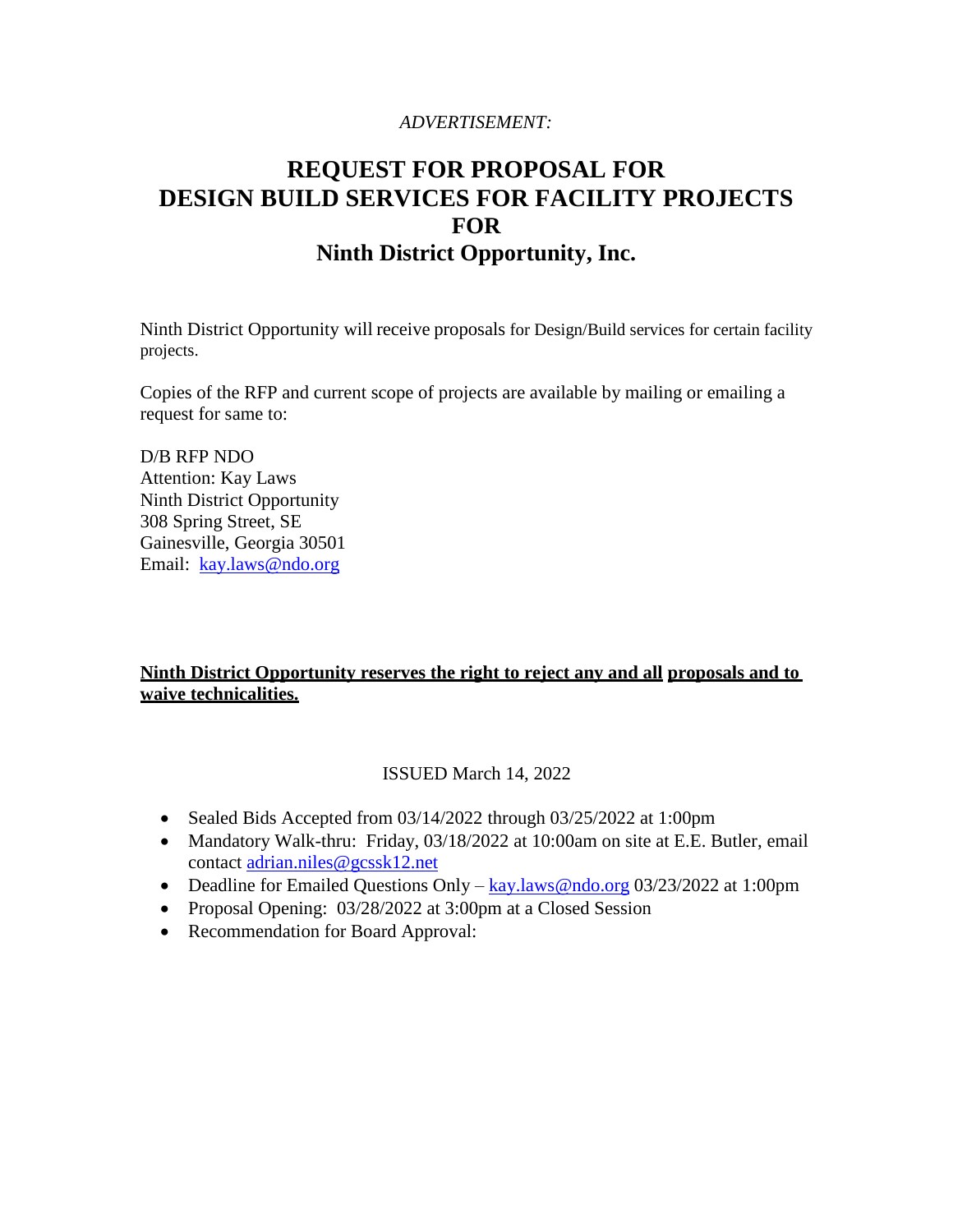*ADVERTISEMENT:*

# REQUEST FOR PROPOSAL FOR DESIGN BUILD SERVICES FOR FACILITY PROJECTS FOR Ninth District Opportunity, Inc.

Ninth District Opportunity will receive proposals for Design/Build services for certain facility projects.

Copies of the RFP and current scope of projects are available by mailing or emailing a request for same to:

D/B RFP NDO  
Attention: Kay Laws  
Ninth District Opportunity  
308 Spring Street, SE  
Gainesville, Georgia 30501  
Email: kay.laws@ndo.org

**Ninth District Opportunity reserves the right to reject any and all proposals and to waive technicalities.**

ISSUED March 14, 2022

- Sealed Bids Accepted from 03/14/2022 through 03/25/2022 at 1:00pm
- Mandatory Walk-thru: Friday, 03/18/2022 at 10:00am on site at E.E. Butler, email contact adrian.niles@gcssk12.net
- Deadline for Emailed Questions Only – kay.laws@ndo.org 03/23/2022 at 1:00pm
- Proposal Opening: 03/28/2022 at 3:00pm at a Closed Session
- Recommendation for Board Approval: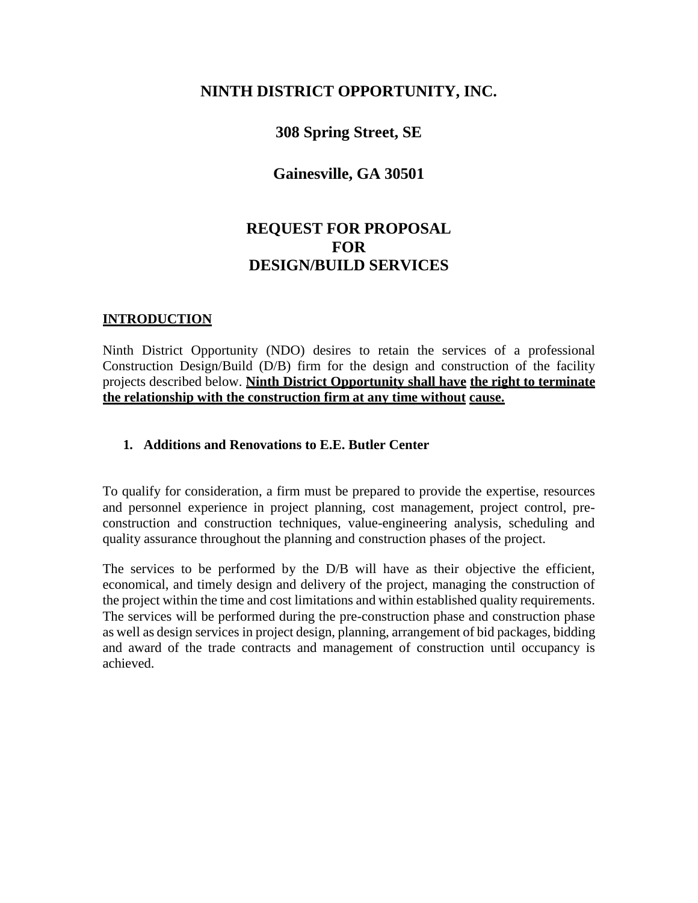# NINTH DISTRICT OPPORTUNITY, INC.

## 308 Spring Street, SE

## Gainesville, GA 30501

## REQUEST FOR PROPOSAL FOR DESIGN/BUILD SERVICES

**INTRODUCTION**

Ninth District Opportunity (NDO) desires to retain the services of a professional Construction Design/Build (D/B) firm for the design and construction of the facility projects described below. **Ninth District Opportunity shall have the right to terminate the relationship with the construction firm at any time without cause.**

1. **Additions and Renovations to E.E. Butler Center**

To qualify for consideration, a firm must be prepared to provide the expertise, resources and personnel experience in project planning, cost management, project control, pre-construction and construction techniques, value-engineering analysis, scheduling and quality assurance throughout the planning and construction phases of the project.

The services to be performed by the D/B will have as their objective the efficient, economical, and timely design and delivery of the project, managing the construction of the project within the time and cost limitations and within established quality requirements. The services will be performed during the pre-construction phase and construction phase as well as design services in project design, planning, arrangement of bid packages, bidding and award of the trade contracts and management of construction until occupancy is achieved.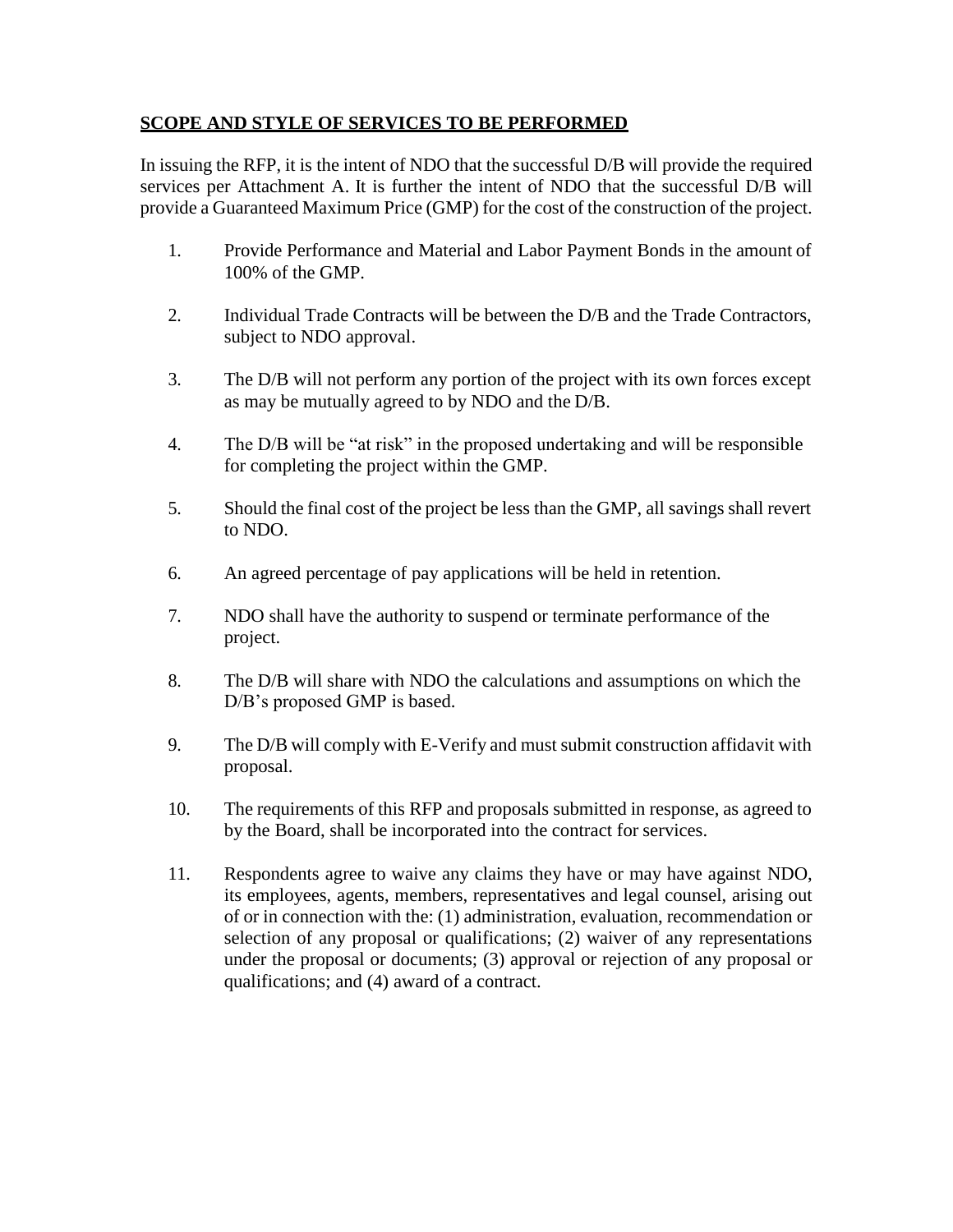## SCOPE AND STYLE OF SERVICES TO BE PERFORMED

In issuing the RFP, it is the intent of NDO that the successful D/B will provide the required services per Attachment A. It is further the intent of NDO that the successful D/B will provide a Guaranteed Maximum Price (GMP) for the cost of the construction of the project.

1. Provide Performance and Material and Labor Payment Bonds in the amount of 100% of the GMP.
2. Individual Trade Contracts will be between the D/B and the Trade Contractors, subject to NDO approval.
3. The D/B will not perform any portion of the project with its own forces except as may be mutually agreed to by NDO and the D/B.
4. The D/B will be "at risk" in the proposed undertaking and will be responsible for completing the project within the GMP.
5. Should the final cost of the project be less than the GMP, all savings shall revert to NDO.
6. An agreed percentage of pay applications will be held in retention.
7. NDO shall have the authority to suspend or terminate performance of the project.
8. The D/B will share with NDO the calculations and assumptions on which the D/B's proposed GMP is based.
9. The D/B will comply with E-Verify and must submit construction affidavit with proposal.
10. The requirements of this RFP and proposals submitted in response, as agreed to by the Board, shall be incorporated into the contract for services.
11. Respondents agree to waive any claims they have or may have against NDO, its employees, agents, members, representatives and legal counsel, arising out of or in connection with the: (1) administration, evaluation, recommendation or selection of any proposal or qualifications; (2) waiver of any representations under the proposal or documents; (3) approval or rejection of any proposal or qualifications; and (4) award of a contract.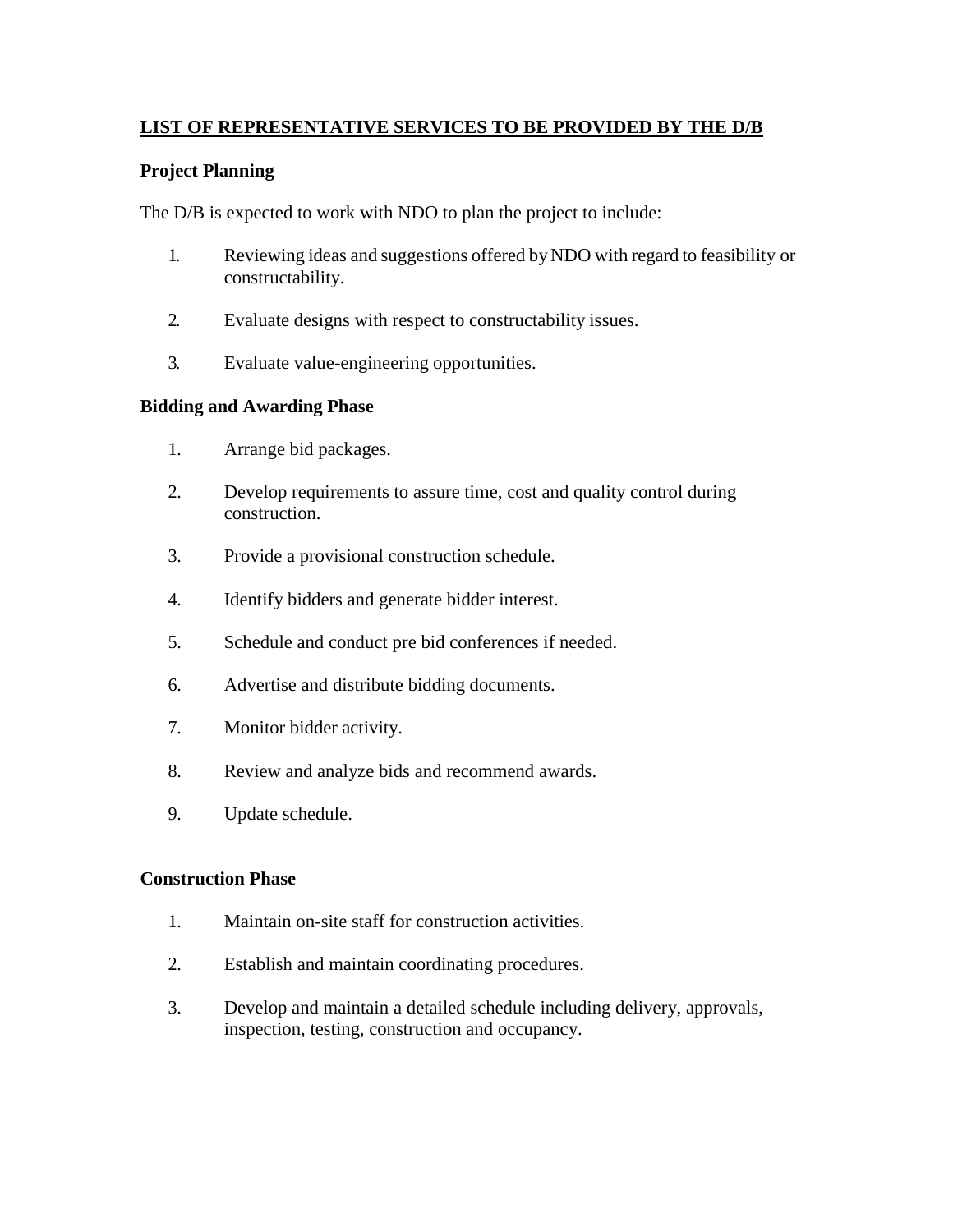## LIST OF REPRESENTATIVE SERVICES TO BE PROVIDED BY THE D/B

### Project Planning

The D/B is expected to work with NDO to plan the project to include:

1. Reviewing ideas and suggestions offered by NDO with regard to feasibility or constructability.
2. Evaluate designs with respect to constructability issues.
3. Evaluate value-engineering opportunities.

### Bidding and Awarding Phase

1. Arrange bid packages.
2. Develop requirements to assure time, cost and quality control during construction.
3. Provide a provisional construction schedule.
4. Identify bidders and generate bidder interest.
5. Schedule and conduct pre bid conferences if needed.
6. Advertise and distribute bidding documents.
7. Monitor bidder activity.
8. Review and analyze bids and recommend awards.
9. Update schedule.

### Construction Phase

1. Maintain on-site staff for construction activities.
2. Establish and maintain coordinating procedures.
3. Develop and maintain a detailed schedule including delivery, approvals, inspection, testing, construction and occupancy.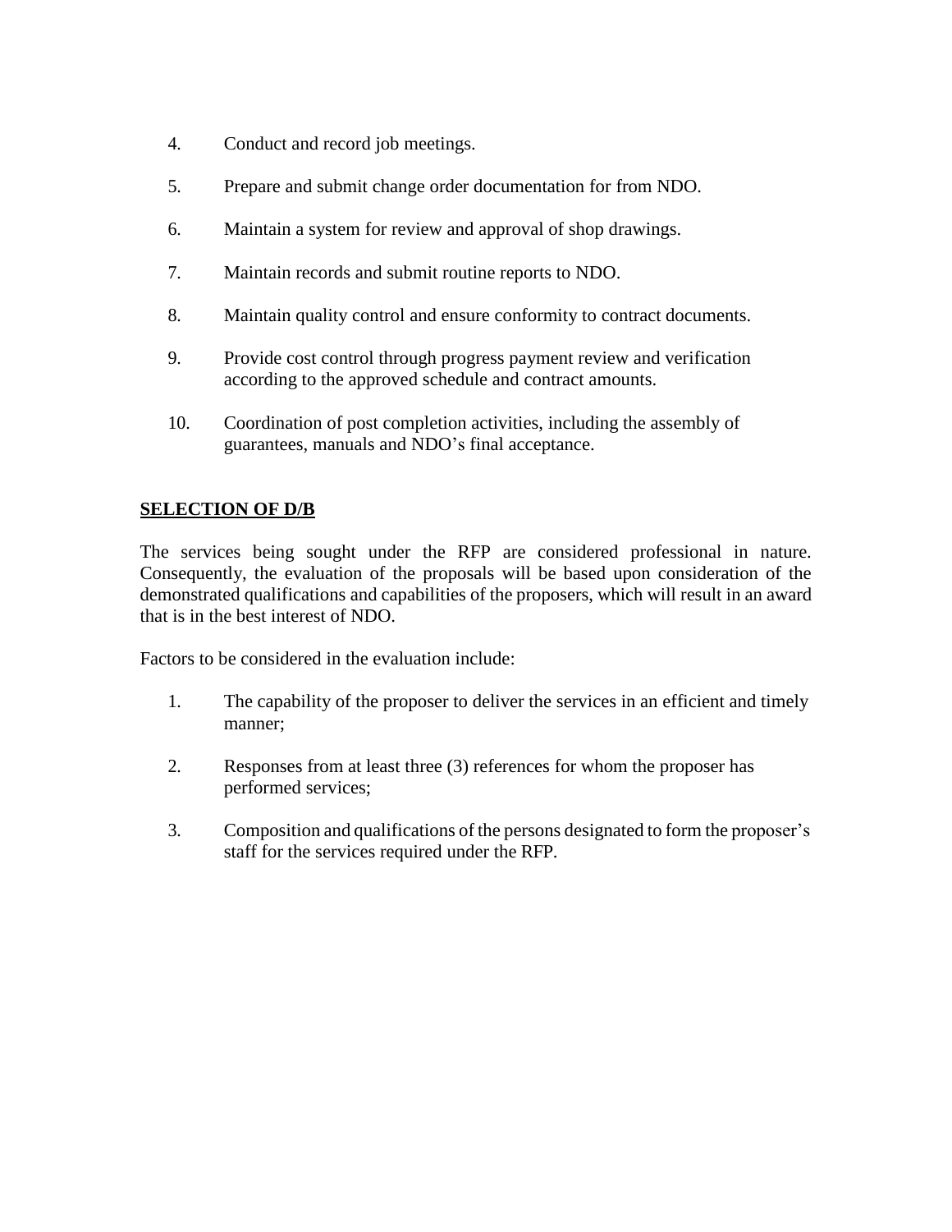4. Conduct and record job meetings.

5. Prepare and submit change order documentation for from NDO.

6. Maintain a system for review and approval of shop drawings.

7. Maintain records and submit routine reports to NDO.

8. Maintain quality control and ensure conformity to contract documents.

9. Provide cost control through progress payment review and verification according to the approved schedule and contract amounts.

10. Coordination of post completion activities, including the assembly of guarantees, manuals and NDO's final acceptance.

**SELECTION OF D/B**

The services being sought under the RFP are considered professional in nature. Consequently, the evaluation of the proposals will be based upon consideration of the demonstrated qualifications and capabilities of the proposers, which will result in an award that is in the best interest of NDO.

Factors to be considered in the evaluation include:

1. The capability of the proposer to deliver the services in an efficient and timely manner;

2. Responses from at least three (3) references for whom the proposer has performed services;

3. Composition and qualifications of the persons designated to form the proposer's staff for the services required under the RFP.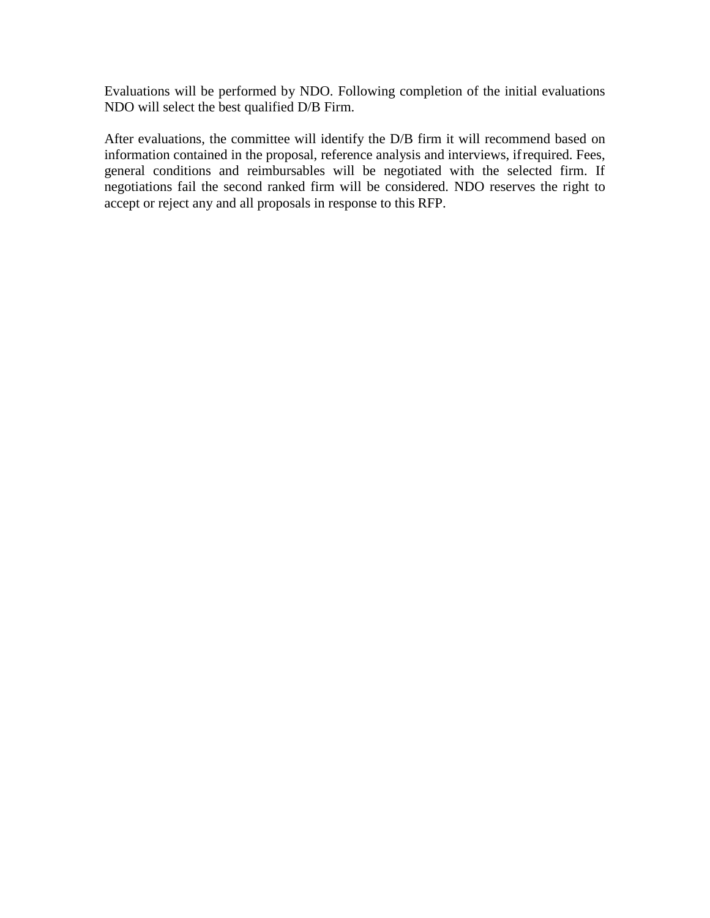Evaluations will be performed by NDO. Following completion of the initial evaluations NDO will select the best qualified D/B Firm.

After evaluations, the committee will identify the D/B firm it will recommend based on information contained in the proposal, reference analysis and interviews, if required. Fees, general conditions and reimbursables will be negotiated with the selected firm. If negotiations fail the second ranked firm will be considered. NDO reserves the right to accept or reject any and all proposals in response to this RFP.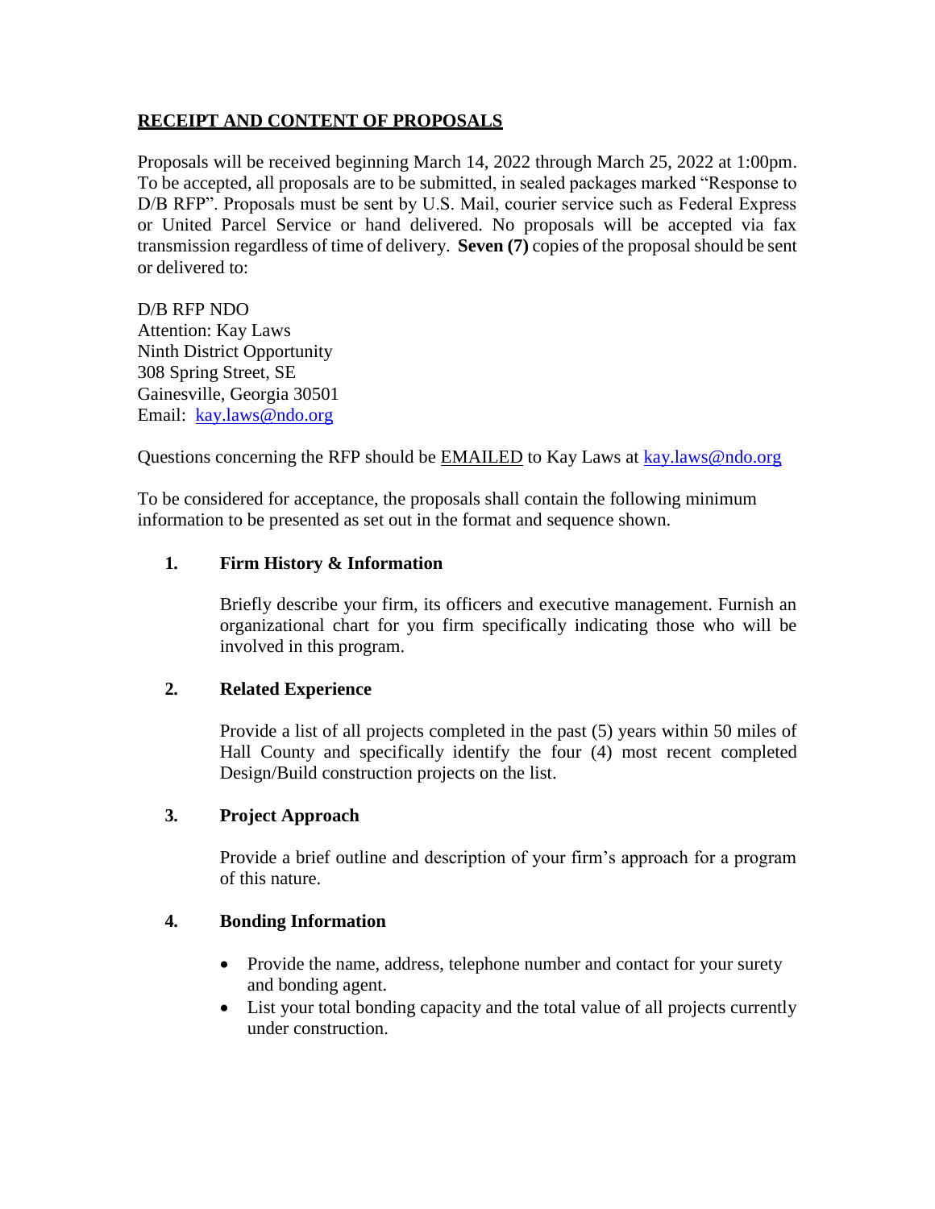## RECEIPT AND CONTENT OF PROPOSALS

Proposals will be received beginning March 14, 2022 through March 25, 2022 at 1:00pm. To be accepted, all proposals are to be submitted, in sealed packages marked "Response to D/B RFP". Proposals must be sent by U.S. Mail, courier service such as Federal Express or United Parcel Service or hand delivered. No proposals will be accepted via fax transmission regardless of time of delivery. **Seven (7)** copies of the proposal should be sent or delivered to:

D/B RFP NDO
Attention: Kay Laws
Ninth District Opportunity
308 Spring Street, SE
Gainesville, Georgia 30501
Email: kay.laws@ndo.org

Questions concerning the RFP should be EMAILED to Kay Laws at kay.laws@ndo.org

To be considered for acceptance, the proposals shall contain the following minimum information to be presented as set out in the format and sequence shown.

**1. Firm History & Information**

Briefly describe your firm, its officers and executive management. Furnish an organizational chart for you firm specifically indicating those who will be involved in this program.

**2. Related Experience**

Provide a list of all projects completed in the past (5) years within 50 miles of Hall County and specifically identify the four (4) most recent completed Design/Build construction projects on the list.

**3. Project Approach**

Provide a brief outline and description of your firm's approach for a program of this nature.

**4. Bonding Information**

- Provide the name, address, telephone number and contact for your surety and bonding agent.
- List your total bonding capacity and the total value of all projects currently under construction.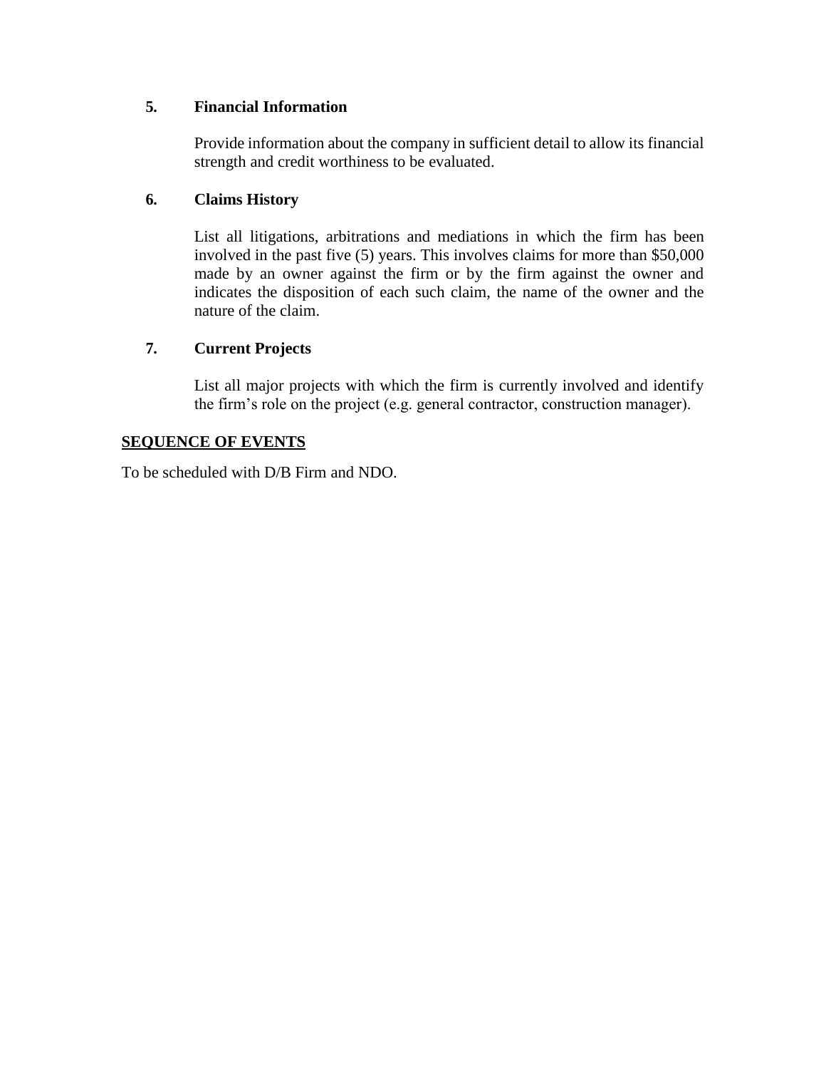**5. Financial Information**

Provide information about the company in sufficient detail to allow its financial strength and credit worthiness to be evaluated.

**6. Claims History**

List all litigations, arbitrations and mediations in which the firm has been involved in the past five (5) years. This involves claims for more than $50,000 made by an owner against the firm or by the firm against the owner and indicates the disposition of each such claim, the name of the owner and the nature of the claim.

**7. Current Projects**

List all major projects with which the firm is currently involved and identify the firm's role on the project (e.g. general contractor, construction manager).

**SEQUENCE OF EVENTS**

To be scheduled with D/B Firm and NDO.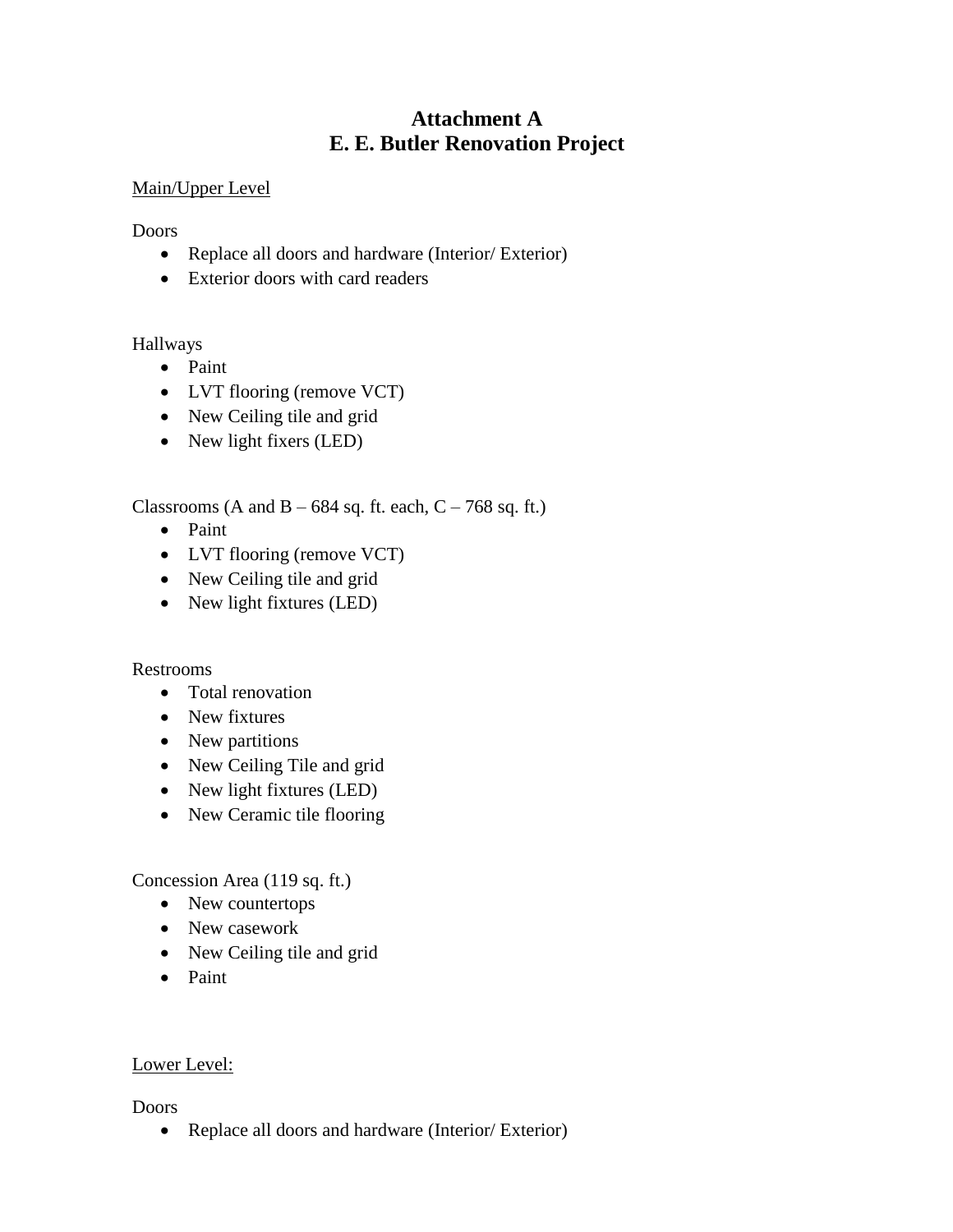# Attachment A
# E. E. Butler Renovation Project

Main/Upper Level

Doors

- Replace all doors and hardware (Interior/ Exterior)
- Exterior doors with card readers

Hallways

- Paint
- LVT flooring (remove VCT)
- New Ceiling tile and grid
- New light fixers (LED)

Classrooms (A and B – 684 sq. ft. each, C – 768 sq. ft.)

- Paint
- LVT flooring (remove VCT)
- New Ceiling tile and grid
- New light fixtures (LED)

Restrooms

- Total renovation
- New fixtures
- New partitions
- New Ceiling Tile and grid
- New light fixtures (LED)
- New Ceramic tile flooring

Concession Area (119 sq. ft.)

- New countertops
- New casework
- New Ceiling tile and grid
- Paint

Lower Level:

Doors

- Replace all doors and hardware (Interior/ Exterior)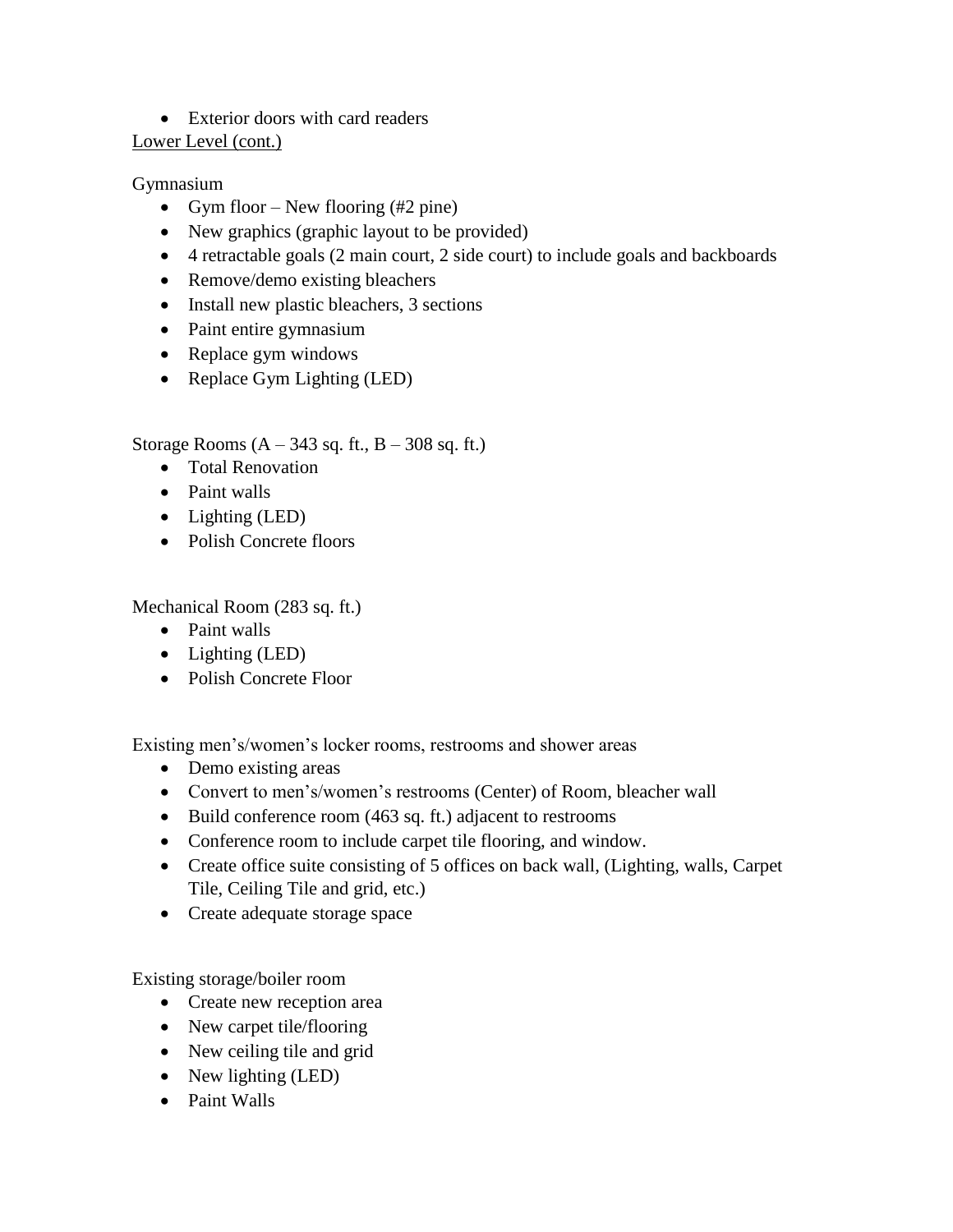- Exterior doors with card readers

<u>Lower Level (cont.)</u>

Gymnasium

- Gym floor – New flooring (#2 pine)
- New graphics (graphic layout to be provided)
- 4 retractable goals (2 main court, 2 side court) to include goals and backboards
- Remove/demo existing bleachers
- Install new plastic bleachers, 3 sections
- Paint entire gymnasium
- Replace gym windows
- Replace Gym Lighting (LED)

Storage Rooms (A – 343 sq. ft., B – 308 sq. ft.)

- Total Renovation
- Paint walls
- Lighting (LED)
- Polish Concrete floors

Mechanical Room (283 sq. ft.)

- Paint walls
- Lighting (LED)
- Polish Concrete Floor

Existing men's/women's locker rooms, restrooms and shower areas

- Demo existing areas
- Convert to men's/women's restrooms (Center) of Room, bleacher wall
- Build conference room (463 sq. ft.) adjacent to restrooms
- Conference room to include carpet tile flooring, and window.
- Create office suite consisting of 5 offices on back wall, (Lighting, walls, Carpet Tile, Ceiling Tile and grid, etc.)
- Create adequate storage space

Existing storage/boiler room

- Create new reception area
- New carpet tile/flooring
- New ceiling tile and grid
- New lighting (LED)
- Paint Walls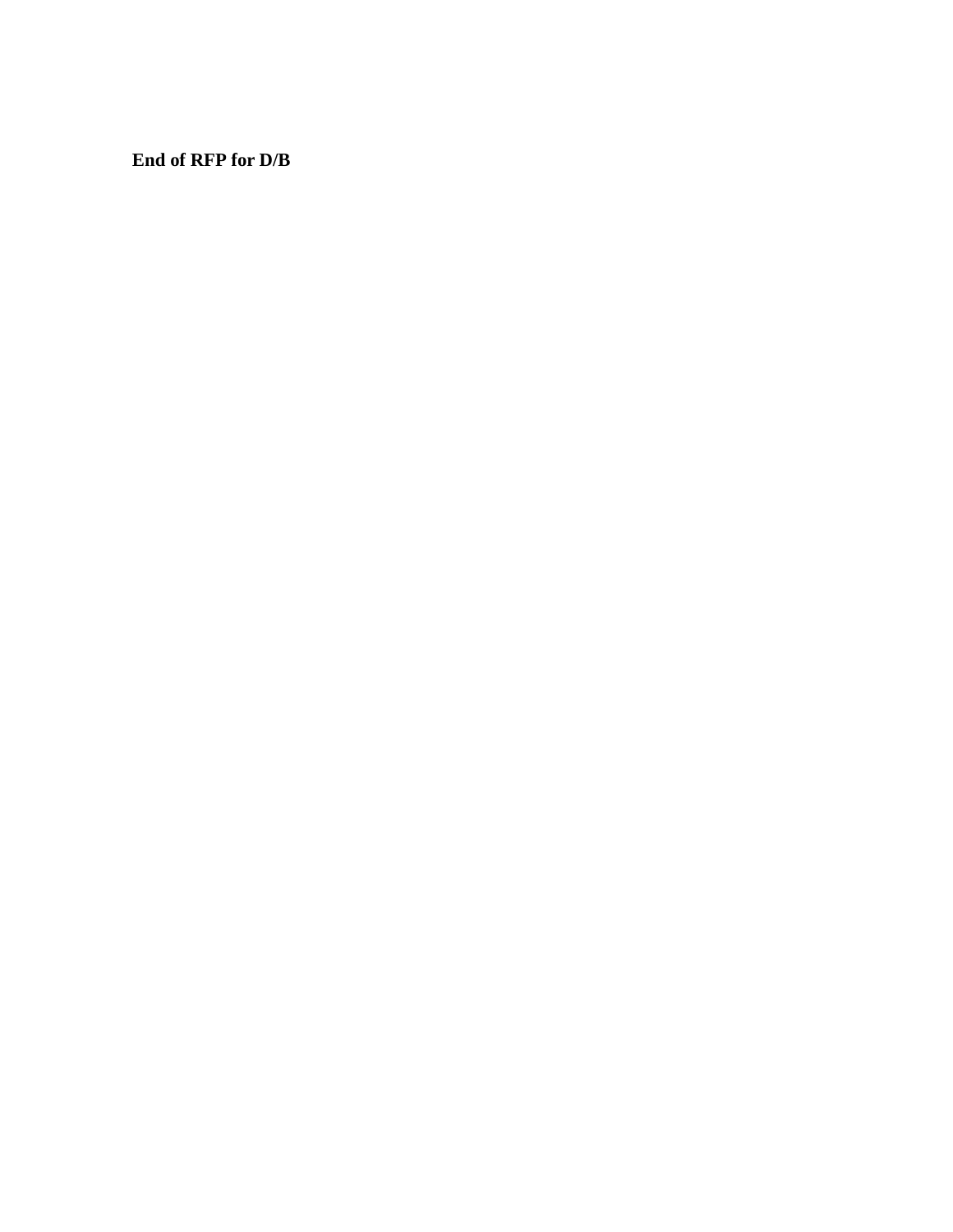**End of RFP for D/B**